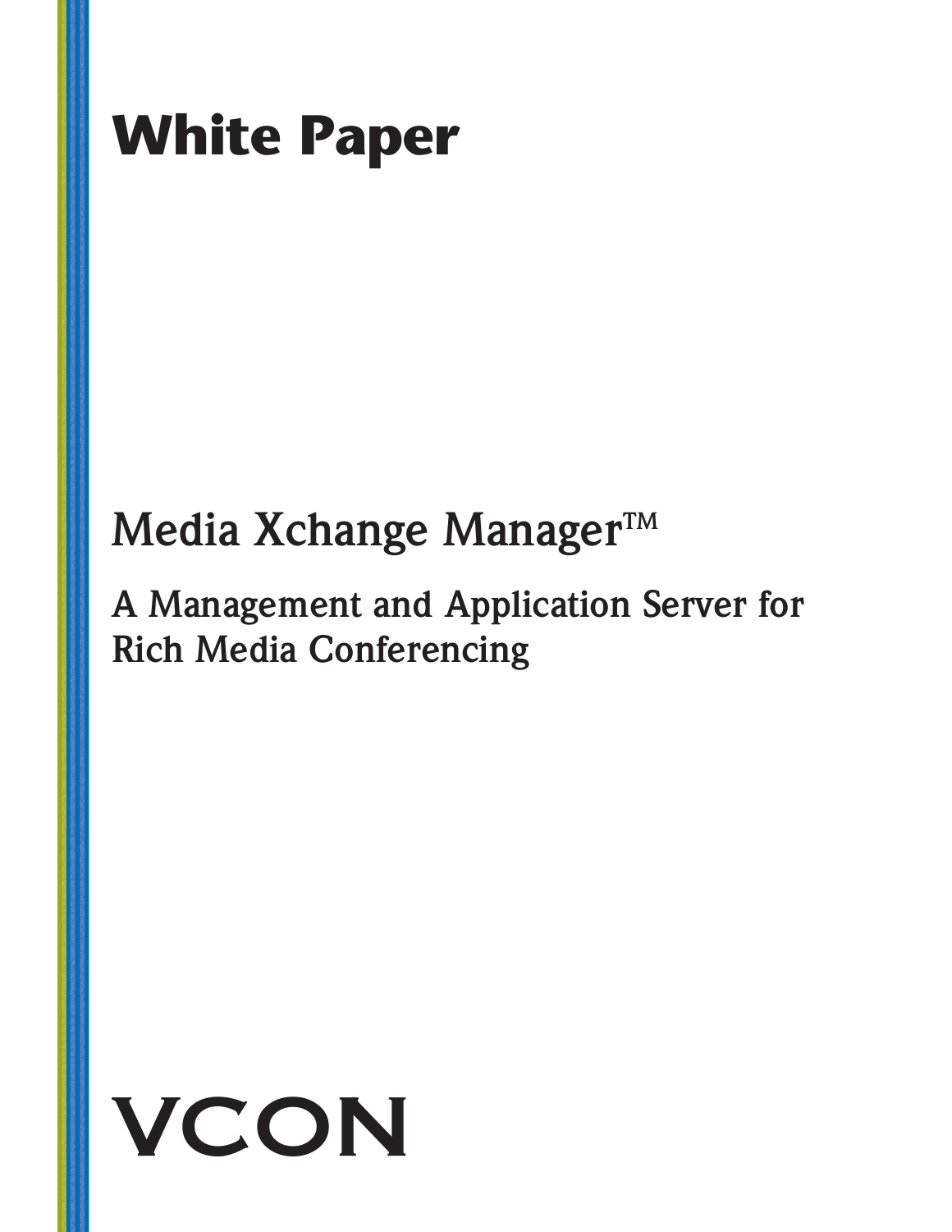# White Paper

## Media Xchange Manager™

### A Management and Application Server for Rich Media Conferencing

VCON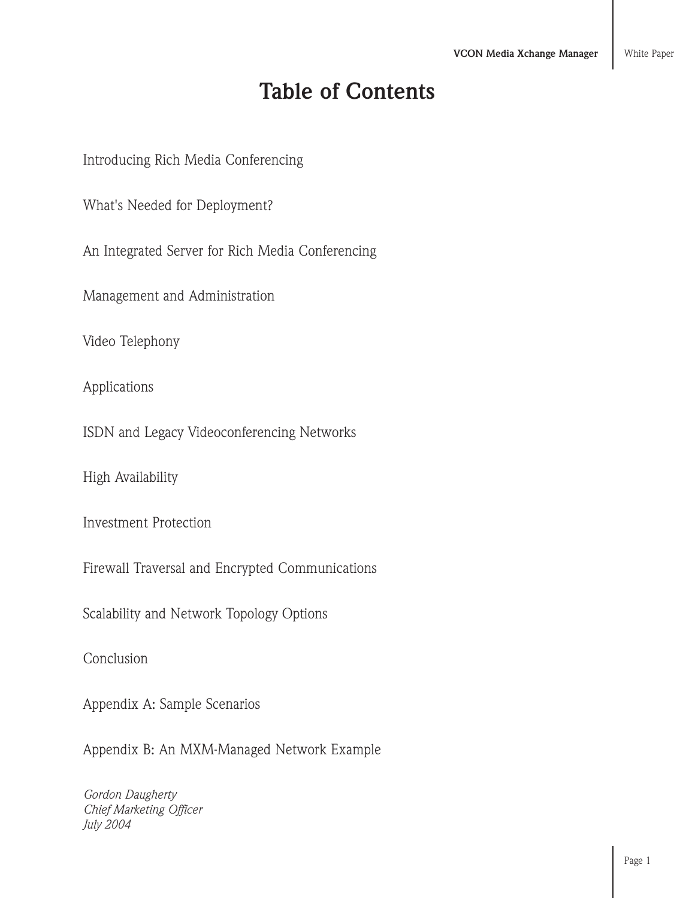# Table of Contents

Introducing Rich Media Conferencing

What's Needed for Deployment?

An Integrated Server for Rich Media Conferencing

Management and Administration

Video Telephony

Applications

ISDN and Legacy Videoconferencing Networks

High Availability

Investment Protection

Firewall Traversal and Encrypted Communications

Scalability and Network Topology Options

Conclusion

Appendix A: Sample Scenarios

Appendix B: An MXM-Managed Network Example

*Gordon Daugherty*
*Chief Marketing Officer*
*July 2004*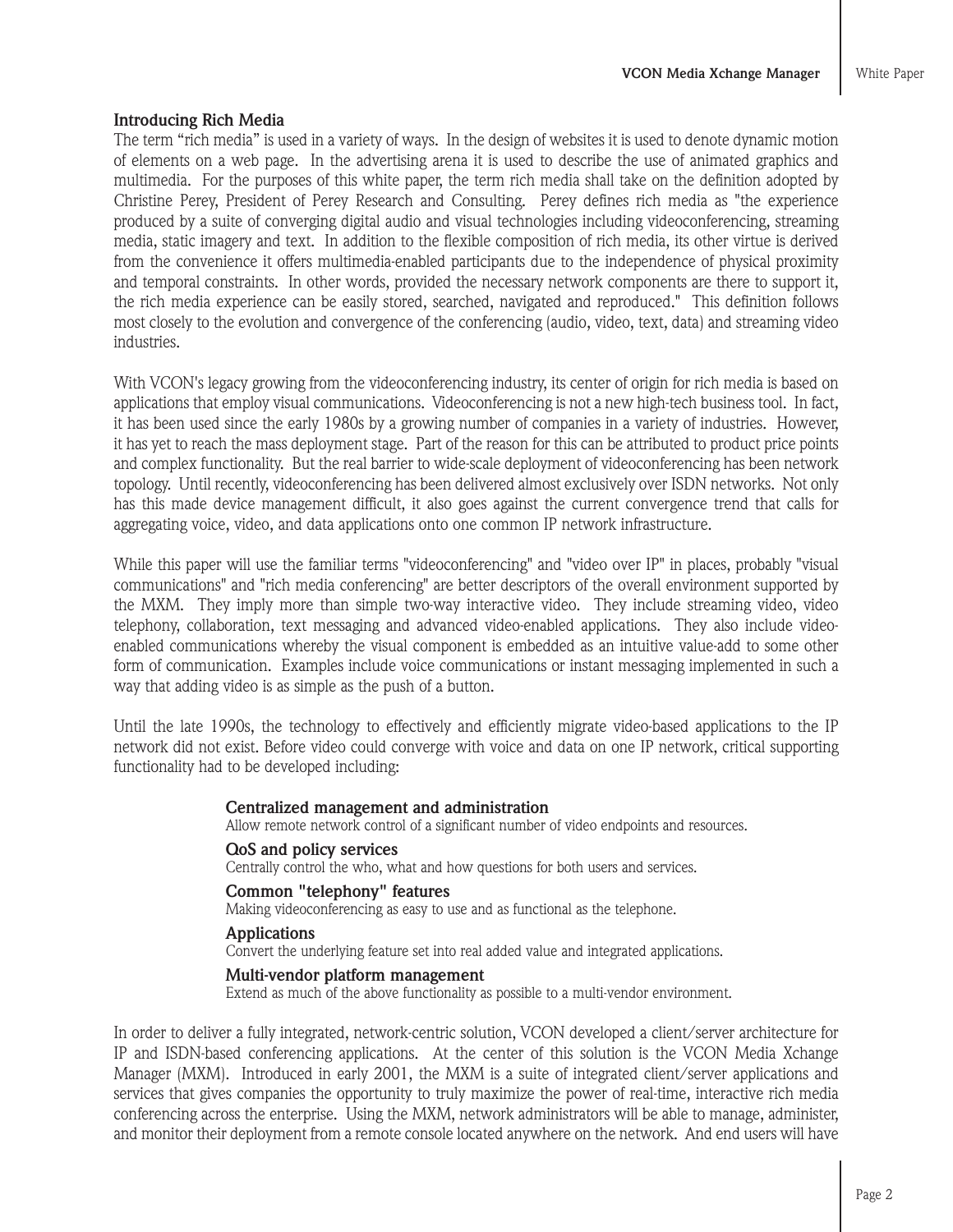## Introducing Rich Media

The term "rich media" is used in a variety of ways. In the design of websites it is used to denote dynamic motion of elements on a web page. In the advertising arena it is used to describe the use of animated graphics and multimedia. For the purposes of this white paper, the term rich media shall take on the definition adopted by Christine Perey, President of Perey Research and Consulting. Perey defines rich media as "the experience produced by a suite of converging digital audio and visual technologies including videoconferencing, streaming media, static imagery and text. In addition to the flexible composition of rich media, its other virtue is derived from the convenience it offers multimedia-enabled participants due to the independence of physical proximity and temporal constraints. In other words, provided the necessary network components are there to support it, the rich media experience can be easily stored, searched, navigated and reproduced." This definition follows most closely to the evolution and convergence of the conferencing (audio, video, text, data) and streaming video industries.

With VCON's legacy growing from the videoconferencing industry, its center of origin for rich media is based on applications that employ visual communications. Videoconferencing is not a new high-tech business tool. In fact, it has been used since the early 1980s by a growing number of companies in a variety of industries. However, it has yet to reach the mass deployment stage. Part of the reason for this can be attributed to product price points and complex functionality. But the real barrier to wide-scale deployment of videoconferencing has been network topology. Until recently, videoconferencing has been delivered almost exclusively over ISDN networks. Not only has this made device management difficult, it also goes against the current convergence trend that calls for aggregating voice, video, and data applications onto one common IP network infrastructure.

While this paper will use the familiar terms "videoconferencing" and "video over IP" in places, probably "visual communications" and "rich media conferencing" are better descriptors of the overall environment supported by the MXM. They imply more than simple two-way interactive video. They include streaming video, video telephony, collaboration, text messaging and advanced video-enabled applications. They also include video-enabled communications whereby the visual component is embedded as an intuitive value-add to some other form of communication. Examples include voice communications or instant messaging implemented in such a way that adding video is as simple as the push of a button.

Until the late 1990s, the technology to effectively and efficiently migrate video-based applications to the IP network did not exist. Before video could converge with voice and data on one IP network, critical supporting functionality had to be developed including:

**Centralized management and administration**
Allow remote network control of a significant number of video endpoints and resources.

**QoS and policy services**
Centrally control the who, what and how questions for both users and services.

**Common "telephony" features**
Making videoconferencing as easy to use and as functional as the telephone.

**Applications**
Convert the underlying feature set into real added value and integrated applications.

**Multi-vendor platform management**
Extend as much of the above functionality as possible to a multi-vendor environment.

In order to deliver a fully integrated, network-centric solution, VCON developed a client/server architecture for IP and ISDN-based conferencing applications. At the center of this solution is the VCON Media Xchange Manager (MXM). Introduced in early 2001, the MXM is a suite of integrated client/server applications and services that gives companies the opportunity to truly maximize the power of real-time, interactive rich media conferencing across the enterprise. Using the MXM, network administrators will be able to manage, administer, and monitor their deployment from a remote console located anywhere on the network. And end users will have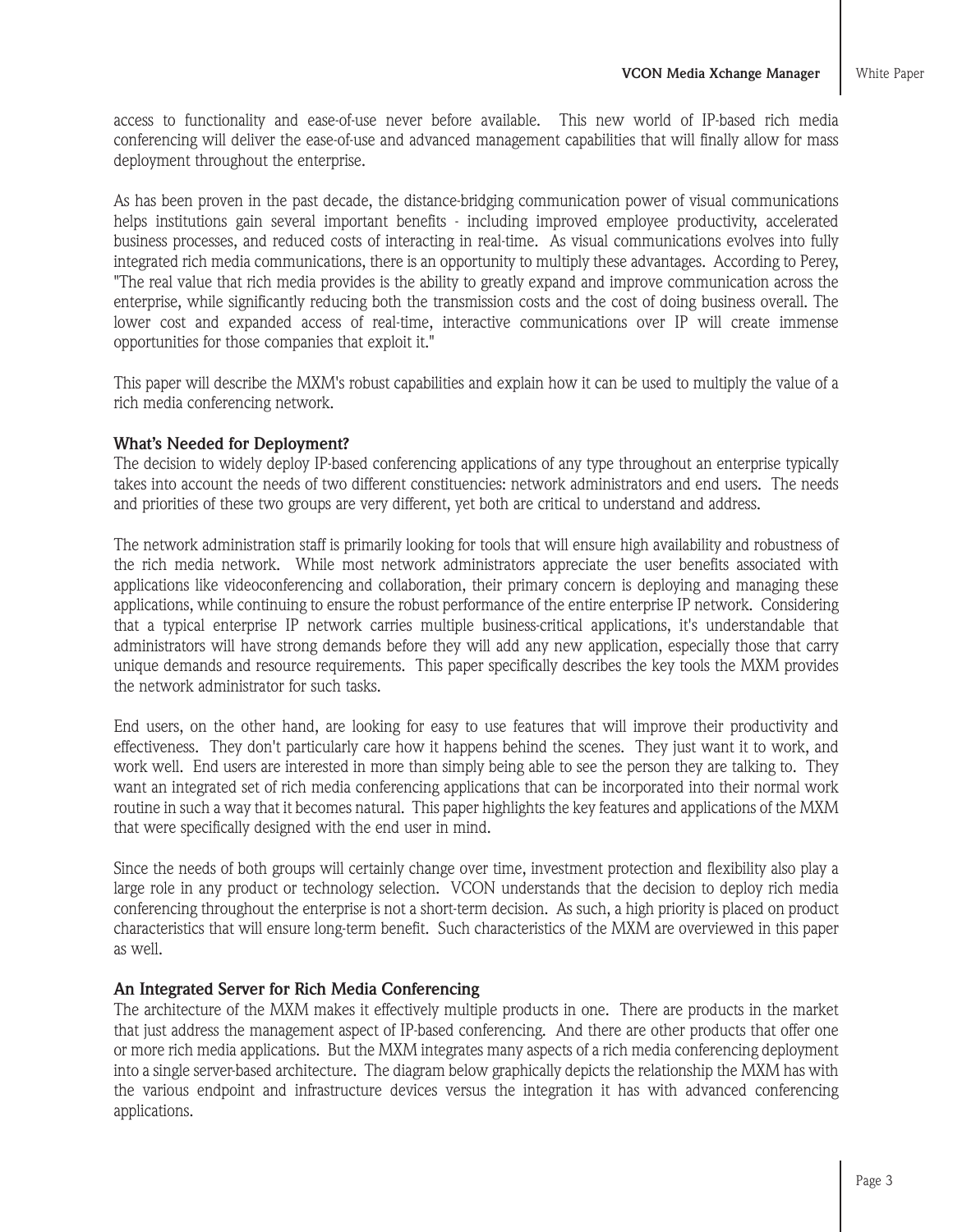access to functionality and ease-of-use never before available. This new world of IP-based rich media conferencing will deliver the ease-of-use and advanced management capabilities that will finally allow for mass deployment throughout the enterprise.

As has been proven in the past decade, the distance-bridging communication power of visual communications helps institutions gain several important benefits - including improved employee productivity, accelerated business processes, and reduced costs of interacting in real-time. As visual communications evolves into fully integrated rich media communications, there is an opportunity to multiply these advantages. According to Perey, "The real value that rich media provides is the ability to greatly expand and improve communication across the enterprise, while significantly reducing both the transmission costs and the cost of doing business overall. The lower cost and expanded access of real-time, interactive communications over IP will create immense opportunities for those companies that exploit it."

This paper will describe the MXM's robust capabilities and explain how it can be used to multiply the value of a rich media conferencing network.

**What's Needed for Deployment?**

The decision to widely deploy IP-based conferencing applications of any type throughout an enterprise typically takes into account the needs of two different constituencies: network administrators and end users. The needs and priorities of these two groups are very different, yet both are critical to understand and address.

The network administration staff is primarily looking for tools that will ensure high availability and robustness of the rich media network. While most network administrators appreciate the user benefits associated with applications like videoconferencing and collaboration, their primary concern is deploying and managing these applications, while continuing to ensure the robust performance of the entire enterprise IP network. Considering that a typical enterprise IP network carries multiple business-critical applications, it's understandable that administrators will have strong demands before they will add any new application, especially those that carry unique demands and resource requirements. This paper specifically describes the key tools the MXM provides the network administrator for such tasks.

End users, on the other hand, are looking for easy to use features that will improve their productivity and effectiveness. They don't particularly care how it happens behind the scenes. They just want it to work, and work well. End users are interested in more than simply being able to see the person they are talking to. They want an integrated set of rich media conferencing applications that can be incorporated into their normal work routine in such a way that it becomes natural. This paper highlights the key features and applications of the MXM that were specifically designed with the end user in mind.

Since the needs of both groups will certainly change over time, investment protection and flexibility also play a large role in any product or technology selection. VCON understands that the decision to deploy rich media conferencing throughout the enterprise is not a short-term decision. As such, a high priority is placed on product characteristics that will ensure long-term benefit. Such characteristics of the MXM are overviewed in this paper as well.

**An Integrated Server for Rich Media Conferencing**

The architecture of the MXM makes it effectively multiple products in one. There are products in the market that just address the management aspect of IP-based conferencing. And there are other products that offer one or more rich media applications. But the MXM integrates many aspects of a rich media conferencing deployment into a single server-based architecture. The diagram below graphically depicts the relationship the MXM has with the various endpoint and infrastructure devices versus the integration it has with advanced conferencing applications.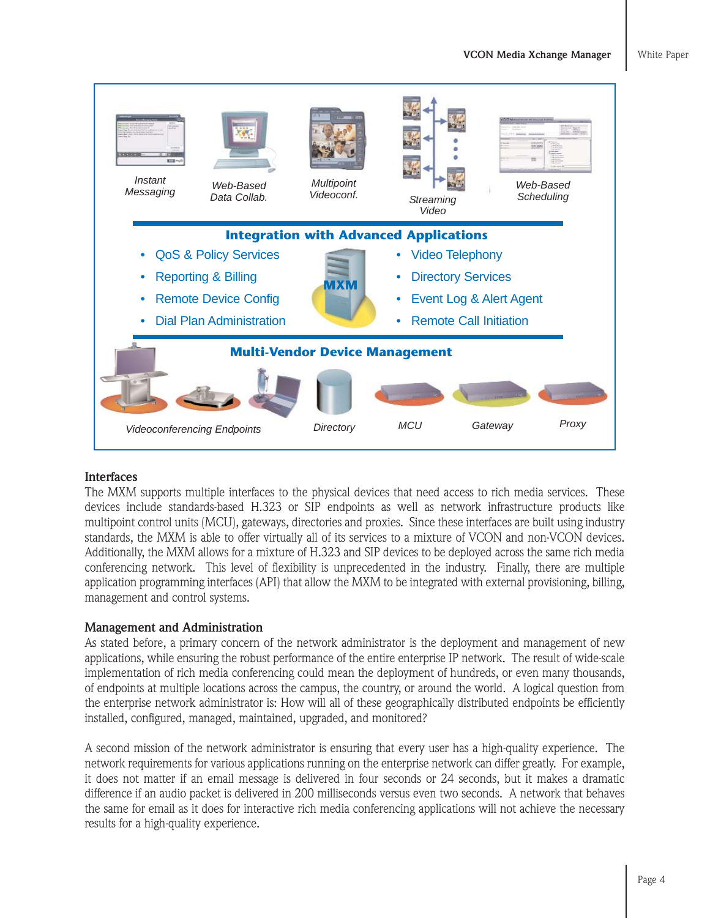Instant Messaging

Web-Based Data Collab.

Multipoint Videoconf.

Streaming Video

Web-Based Scheduling

**Integration with Advanced Applications**

- QoS & Policy Services
- Reporting & Billing
- Remote Device Config
- Dial Plan Administration

MXM

- Video Telephony
- Directory Services
- Event Log & Alert Agent
- Remote Call Initiation

**Multi-Vendor Device Management**

Videoconferencing Endpoints

Directory

MCU

Gateway

Proxy

### Interfaces

The MXM supports multiple interfaces to the physical devices that need access to rich media services. These devices include standards-based H.323 or SIP endpoints as well as network infrastructure products like multipoint control units (MCU), gateways, directories and proxies. Since these interfaces are built using industry standards, the MXM is able to offer virtually all of its services to a mixture of VCON and non-VCON devices. Additionally, the MXM allows for a mixture of H.323 and SIP devices to be deployed across the same rich media conferencing network. This level of flexibility is unprecedented in the industry. Finally, there are multiple application programming interfaces (API) that allow the MXM to be integrated with external provisioning, billing, management and control systems.

### Management and Administration

As stated before, a primary concern of the network administrator is the deployment and management of new applications, while ensuring the robust performance of the entire enterprise IP network. The result of wide-scale implementation of rich media conferencing could mean the deployment of hundreds, or even many thousands, of endpoints at multiple locations across the campus, the country, or around the world. A logical question from the enterprise network administrator is: How will all of these geographically distributed endpoints be efficiently installed, configured, managed, maintained, upgraded, and monitored?

A second mission of the network administrator is ensuring that every user has a high-quality experience. The network requirements for various applications running on the enterprise network can differ greatly. For example, it does not matter if an email message is delivered in four seconds or 24 seconds, but it makes a dramatic difference if an audio packet is delivered in 200 milliseconds versus even two seconds. A network that behaves the same for email as it does for interactive rich media conferencing applications will not achieve the necessary results for a high-quality experience.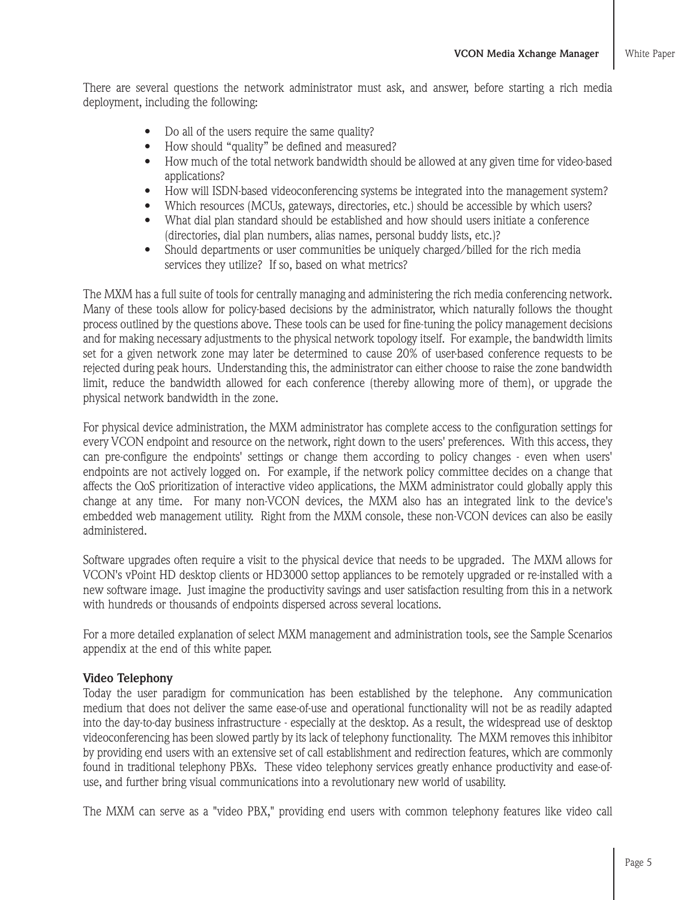There are several questions the network administrator must ask, and answer, before starting a rich media deployment, including the following:

- Do all of the users require the same quality?
- How should "quality" be defined and measured?
- How much of the total network bandwidth should be allowed at any given time for video-based applications?
- How will ISDN-based videoconferencing systems be integrated into the management system?
- Which resources (MCUs, gateways, directories, etc.) should be accessible by which users?
- What dial plan standard should be established and how should users initiate a conference (directories, dial plan numbers, alias names, personal buddy lists, etc.)?
- Should departments or user communities be uniquely charged/billed for the rich media services they utilize? If so, based on what metrics?

The MXM has a full suite of tools for centrally managing and administering the rich media conferencing network. Many of these tools allow for policy-based decisions by the administrator, which naturally follows the thought process outlined by the questions above. These tools can be used for fine-tuning the policy management decisions and for making necessary adjustments to the physical network topology itself. For example, the bandwidth limits set for a given network zone may later be determined to cause 20% of user-based conference requests to be rejected during peak hours. Understanding this, the administrator can either choose to raise the zone bandwidth limit, reduce the bandwidth allowed for each conference (thereby allowing more of them), or upgrade the physical network bandwidth in the zone.

For physical device administration, the MXM administrator has complete access to the configuration settings for every VCON endpoint and resource on the network, right down to the users' preferences. With this access, they can pre-configure the endpoints' settings or change them according to policy changes - even when users' endpoints are not actively logged on. For example, if the network policy committee decides on a change that affects the QoS prioritization of interactive video applications, the MXM administrator could globally apply this change at any time. For many non-VCON devices, the MXM also has an integrated link to the device's embedded web management utility. Right from the MXM console, these non-VCON devices can also be easily administered.

Software upgrades often require a visit to the physical device that needs to be upgraded. The MXM allows for VCON's vPoint HD desktop clients or HD3000 settop appliances to be remotely upgraded or re-installed with a new software image. Just imagine the productivity savings and user satisfaction resulting from this in a network with hundreds or thousands of endpoints dispersed across several locations.

For a more detailed explanation of select MXM management and administration tools, see the Sample Scenarios appendix at the end of this white paper.

**Video Telephony**

Today the user paradigm for communication has been established by the telephone. Any communication medium that does not deliver the same ease-of-use and operational functionality will not be as readily adapted into the day-to-day business infrastructure - especially at the desktop. As a result, the widespread use of desktop videoconferencing has been slowed partly by its lack of telephony functionality. The MXM removes this inhibitor by providing end users with an extensive set of call establishment and redirection features, which are commonly found in traditional telephony PBXs. These video telephony services greatly enhance productivity and ease-of-use, and further bring visual communications into a revolutionary new world of usability.

The MXM can serve as a "video PBX," providing end users with common telephony features like video call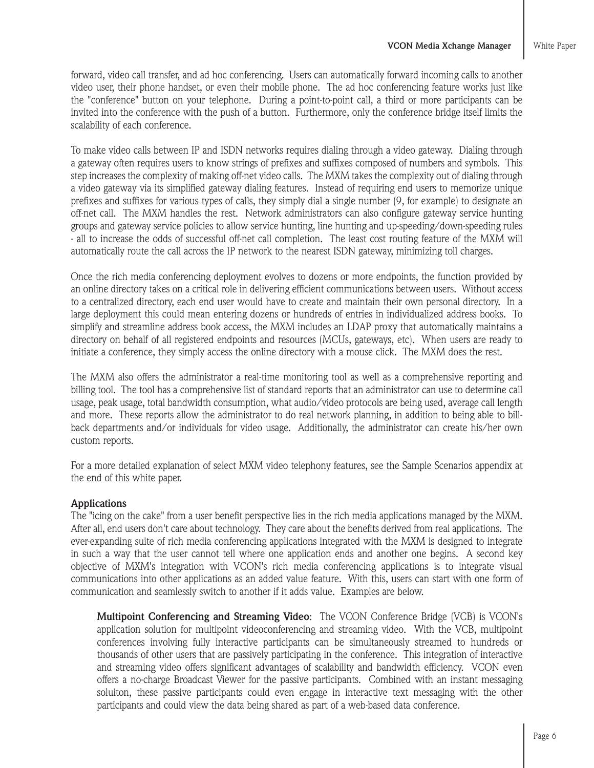forward, video call transfer, and ad hoc conferencing. Users can automatically forward incoming calls to another video user, their phone handset, or even their mobile phone. The ad hoc conferencing feature works just like the "conference" button on your telephone. During a point-to-point call, a third or more participants can be invited into the conference with the push of a button. Furthermore, only the conference bridge itself limits the scalability of each conference.

To make video calls between IP and ISDN networks requires dialing through a video gateway. Dialing through a gateway often requires users to know strings of prefixes and suffixes composed of numbers and symbols. This step increases the complexity of making off-net video calls. The MXM takes the complexity out of dialing through a video gateway via its simplified gateway dialing features. Instead of requiring end users to memorize unique prefixes and suffixes for various types of calls, they simply dial a single number (9, for example) to designate an off-net call. The MXM handles the rest. Network administrators can also configure gateway service hunting groups and gateway service policies to allow service hunting, line hunting and up-speeding/down-speeding rules - all to increase the odds of successful off-net call completion. The least cost routing feature of the MXM will automatically route the call across the IP network to the nearest ISDN gateway, minimizing toll charges.

Once the rich media conferencing deployment evolves to dozens or more endpoints, the function provided by an online directory takes on a critical role in delivering efficient communications between users. Without access to a centralized directory, each end user would have to create and maintain their own personal directory. In a large deployment this could mean entering dozens or hundreds of entries in individualized address books. To simplify and streamline address book access, the MXM includes an LDAP proxy that automatically maintains a directory on behalf of all registered endpoints and resources (MCUs, gateways, etc). When users are ready to initiate a conference, they simply access the online directory with a mouse click. The MXM does the rest.

The MXM also offers the administrator a real-time monitoring tool as well as a comprehensive reporting and billing tool. The tool has a comprehensive list of standard reports that an administrator can use to determine call usage, peak usage, total bandwidth consumption, what audio/video protocols are being used, average call length and more. These reports allow the administrator to do real network planning, in addition to being able to bill-back departments and/or individuals for video usage. Additionally, the administrator can create his/her own custom reports.

For a more detailed explanation of select MXM video telephony features, see the Sample Scenarios appendix at the end of this white paper.

**Applications**

The "icing on the cake" from a user benefit perspective lies in the rich media applications managed by the MXM. After all, end users don't care about technology. They care about the benefits derived from real applications. The ever-expanding suite of rich media conferencing applications integrated with the MXM is designed to integrate in such a way that the user cannot tell where one application ends and another one begins. A second key objective of MXM's integration with VCON's rich media conferencing applications is to integrate visual communications into other applications as an added value feature. With this, users can start with one form of communication and seamlessly switch to another if it adds value. Examples are below.

**Multipoint Conferencing and Streaming Video**: The VCON Conference Bridge (VCB) is VCON's application solution for multipoint videoconferencing and streaming video. With the VCB, multipoint conferences involving fully interactive participants can be simultaneously streamed to hundreds or thousands of other users that are passively participating in the conference. This integration of interactive and streaming video offers significant advantages of scalability and bandwidth efficiency. VCON even offers a no-charge Broadcast Viewer for the passive participants. Combined with an instant messaging soluiton, these passive participants could even engage in interactive text messaging with the other participants and could view the data being shared as part of a web-based data conference.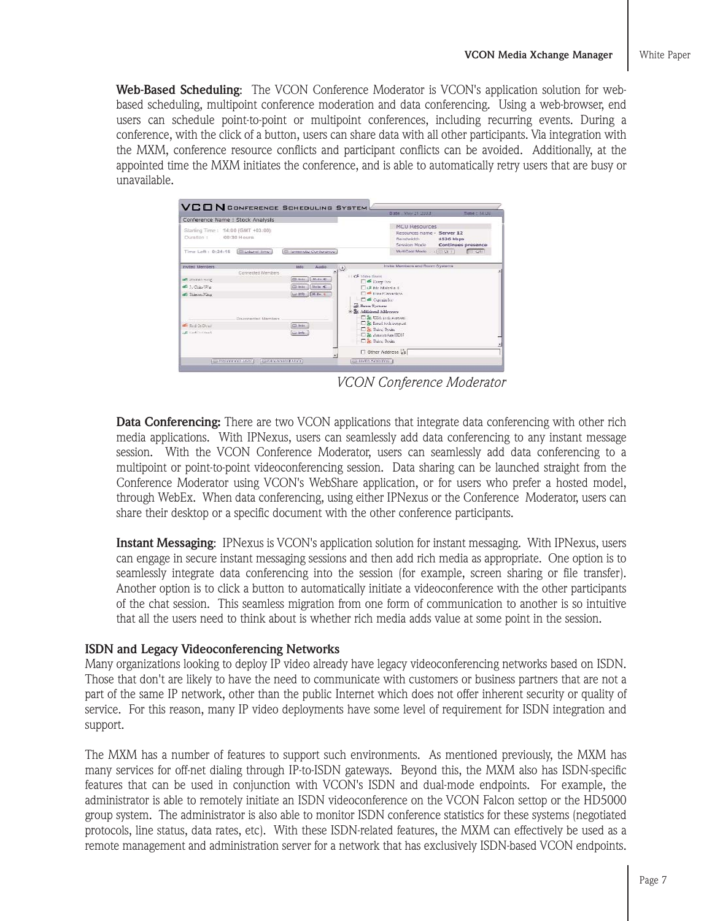**Web-Based Scheduling**: The VCON Conference Moderator is VCON's application solution for web-based scheduling, multipoint conference moderation and data conferencing. Using a web-browser, end users can schedule point-to-point or multipoint conferences, including recurring events. During a conference, with the click of a button, users can share data with all other participants. Via integration with the MXM, conference resource conflicts and participant conflicts can be avoided. Additionally, at the appointed time the MXM initiates the conference, and is able to automatically retry users that are busy or unavailable.

*VCON Conference Moderator*

**Data Conferencing:** There are two VCON applications that integrate data conferencing with other rich media applications. With IPNexus, users can seamlessly add data conferencing to any instant message session. With the VCON Conference Moderator, users can seamlessly add data conferencing to a multipoint or point-to-point videoconferencing session. Data sharing can be launched straight from the Conference Moderator using VCON's WebShare application, or for users who prefer a hosted model, through WebEx. When data conferencing, using either IPNexus or the Conference Moderator, users can share their desktop or a specific document with the other conference participants.

**Instant Messaging**: IPNexus is VCON's application solution for instant messaging. With IPNexus, users can engage in secure instant messaging sessions and then add rich media as appropriate. One option is to seamlessly integrate data conferencing into the session (for example, screen sharing or file transfer). Another option is to click a button to automatically initiate a videoconference with the other participants of the chat session. This seamless migration from one form of communication to another is so intuitive that all the users need to think about is whether rich media adds value at some point in the session.

### ISDN and Legacy Videoconferencing Networks

Many organizations looking to deploy IP video already have legacy videoconferencing networks based on ISDN. Those that don't are likely to have the need to communicate with customers or business partners that are not a part of the same IP network, other than the public Internet which does not offer inherent security or quality of service. For this reason, many IP video deployments have some level of requirement for ISDN integration and support.

The MXM has a number of features to support such environments. As mentioned previously, the MXM has many services for off-net dialing through IP-to-ISDN gateways. Beyond this, the MXM also has ISDN-specific features that can be used in conjunction with VCON's ISDN and dual-mode endpoints. For example, the administrator is able to remotely initiate an ISDN videoconference on the VCON Falcon settop or the HD5000 group system. The administrator is also able to monitor ISDN conference statistics for these systems (negotiated protocols, line status, data rates, etc). With these ISDN-related features, the MXM can effectively be used as a remote management and administration server for a network that has exclusively ISDN-based VCON endpoints.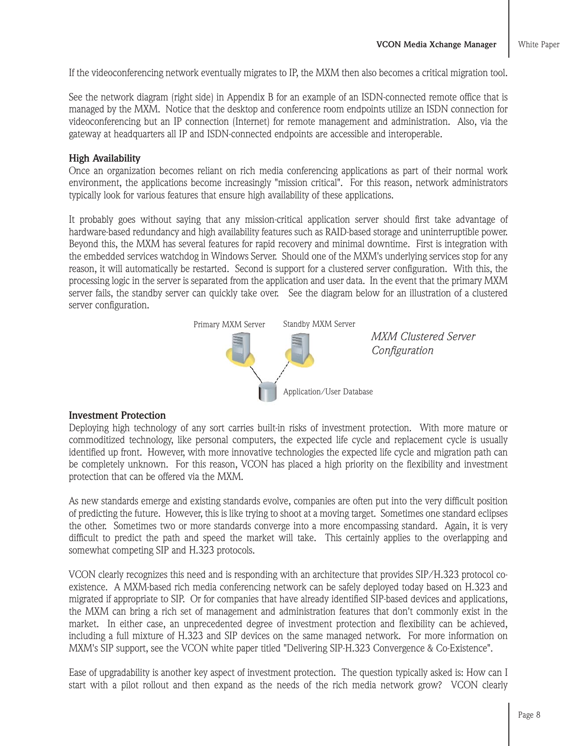If the videoconferencing network eventually migrates to IP, the MXM then also becomes a critical migration tool.

See the network diagram (right side) in Appendix B for an example of an ISDN-connected remote office that is managed by the MXM. Notice that the desktop and conference room endpoints utilize an ISDN connection for videoconferencing but an IP connection (Internet) for remote management and administration. Also, via the gateway at headquarters all IP and ISDN-connected endpoints are accessible and interoperable.

**High Availability**

Once an organization becomes reliant on rich media conferencing applications as part of their normal work environment, the applications become increasingly "mission critical". For this reason, network administrators typically look for various features that ensure high availability of these applications.

It probably goes without saying that any mission-critical application server should first take advantage of hardware-based redundancy and high availability features such as RAID-based storage and uninterruptible power. Beyond this, the MXM has several features for rapid recovery and minimal downtime. First is integration with the embedded services watchdog in Windows Server. Should one of the MXM's underlying services stop for any reason, it will automatically be restarted. Second is support for a clustered server configuration. With this, the processing logic in the server is separated from the application and user data. In the event that the primary MXM server fails, the standby server can quickly take over. See the diagram below for an illustration of a clustered server configuration.

Primary MXM Server — Standby MXM Server — Application/User Database

*MXM Clustered Server Configuration*

**Investment Protection**

Deploying high technology of any sort carries built-in risks of investment protection. With more mature or commoditized technology, like personal computers, the expected life cycle and replacement cycle is usually identified up front. However, with more innovative technologies the expected life cycle and migration path can be completely unknown. For this reason, VCON has placed a high priority on the flexibility and investment protection that can be offered via the MXM.

As new standards emerge and existing standards evolve, companies are often put into the very difficult position of predicting the future. However, this is like trying to shoot at a moving target. Sometimes one standard eclipses the other. Sometimes two or more standards converge into a more encompassing standard. Again, it is very difficult to predict the path and speed the market will take. This certainly applies to the overlapping and somewhat competing SIP and H.323 protocols.

VCON clearly recognizes this need and is responding with an architecture that provides SIP/H.323 protocol co-existence. A MXM-based rich media conferencing network can be safely deployed today based on H.323 and migrated if appropriate to SIP. Or for companies that have already identified SIP-based devices and applications, the MXM can bring a rich set of management and administration features that don't commonly exist in the market. In either case, an unprecedented degree of investment protection and flexibility can be achieved, including a full mixture of H.323 and SIP devices on the same managed network. For more information on MXM's SIP support, see the VCON white paper titled "Delivering SIP-H.323 Convergence & Co-Existence".

Ease of upgradability is another key aspect of investment protection. The question typically asked is: How can I start with a pilot rollout and then expand as the needs of the rich media network grow? VCON clearly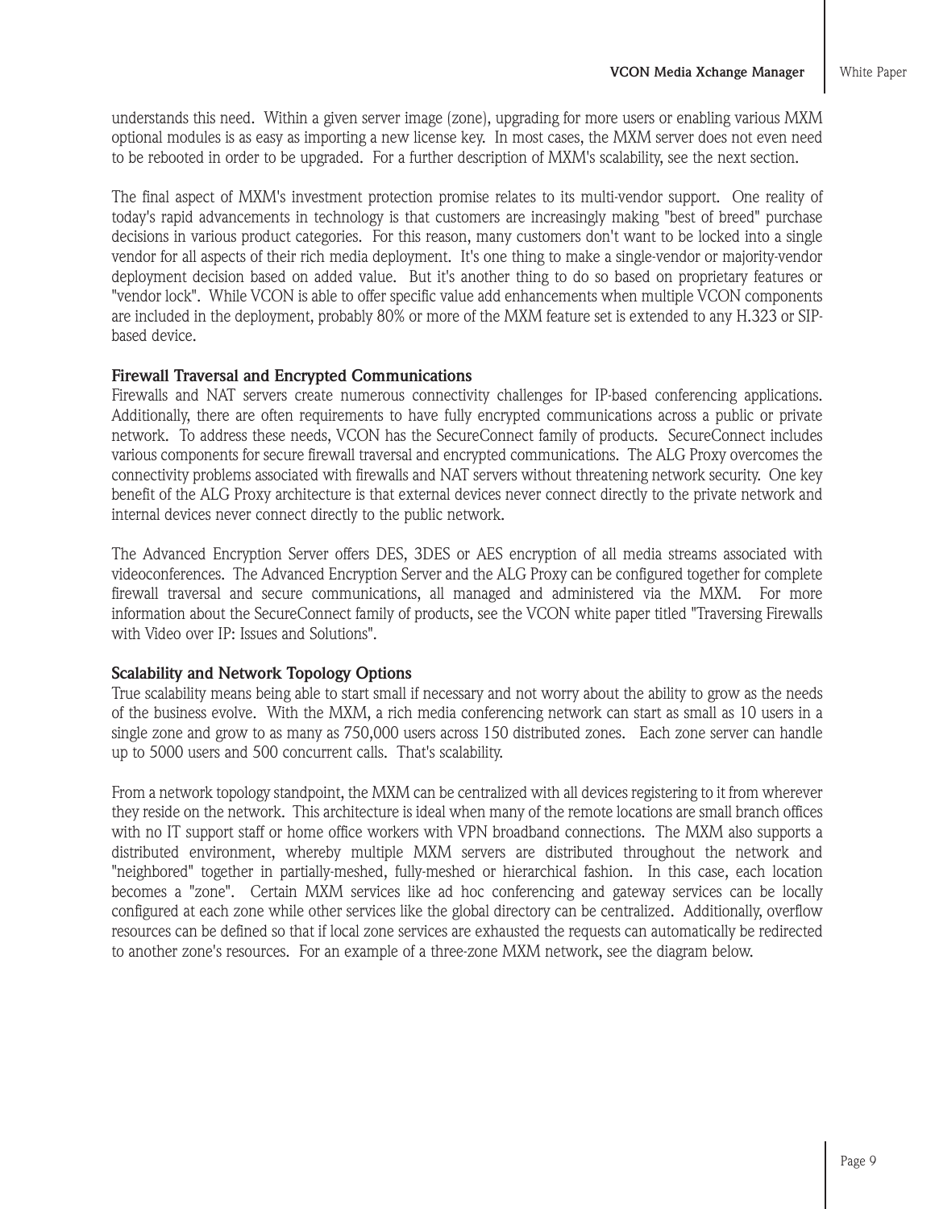understands this need. Within a given server image (zone), upgrading for more users or enabling various MXM optional modules is as easy as importing a new license key. In most cases, the MXM server does not even need to be rebooted in order to be upgraded. For a further description of MXM's scalability, see the next section.

The final aspect of MXM's investment protection promise relates to its multi-vendor support. One reality of today's rapid advancements in technology is that customers are increasingly making "best of breed" purchase decisions in various product categories. For this reason, many customers don't want to be locked into a single vendor for all aspects of their rich media deployment. It's one thing to make a single-vendor or majority-vendor deployment decision based on added value. But it's another thing to do so based on proprietary features or "vendor lock". While VCON is able to offer specific value add enhancements when multiple VCON components are included in the deployment, probably 80% or more of the MXM feature set is extended to any H.323 or SIP-based device.

**Firewall Traversal and Encrypted Communications**

Firewalls and NAT servers create numerous connectivity challenges for IP-based conferencing applications. Additionally, there are often requirements to have fully encrypted communications across a public or private network. To address these needs, VCON has the SecureConnect family of products. SecureConnect includes various components for secure firewall traversal and encrypted communications. The ALG Proxy overcomes the connectivity problems associated with firewalls and NAT servers without threatening network security. One key benefit of the ALG Proxy architecture is that external devices never connect directly to the private network and internal devices never connect directly to the public network.

The Advanced Encryption Server offers DES, 3DES or AES encryption of all media streams associated with videoconferences. The Advanced Encryption Server and the ALG Proxy can be configured together for complete firewall traversal and secure communications, all managed and administered via the MXM. For more information about the SecureConnect family of products, see the VCON white paper titled "Traversing Firewalls with Video over IP: Issues and Solutions".

**Scalability and Network Topology Options**

True scalability means being able to start small if necessary and not worry about the ability to grow as the needs of the business evolve. With the MXM, a rich media conferencing network can start as small as 10 users in a single zone and grow to as many as 750,000 users across 150 distributed zones. Each zone server can handle up to 5000 users and 500 concurrent calls. That's scalability.

From a network topology standpoint, the MXM can be centralized with all devices registering to it from wherever they reside on the network. This architecture is ideal when many of the remote locations are small branch offices with no IT support staff or home office workers with VPN broadband connections. The MXM also supports a distributed environment, whereby multiple MXM servers are distributed throughout the network and "neighbored" together in partially-meshed, fully-meshed or hierarchical fashion. In this case, each location becomes a "zone". Certain MXM services like ad hoc conferencing and gateway services can be locally configured at each zone while other services like the global directory can be centralized. Additionally, overflow resources can be defined so that if local zone services are exhausted the requests can automatically be redirected to another zone's resources. For an example of a three-zone MXM network, see the diagram below.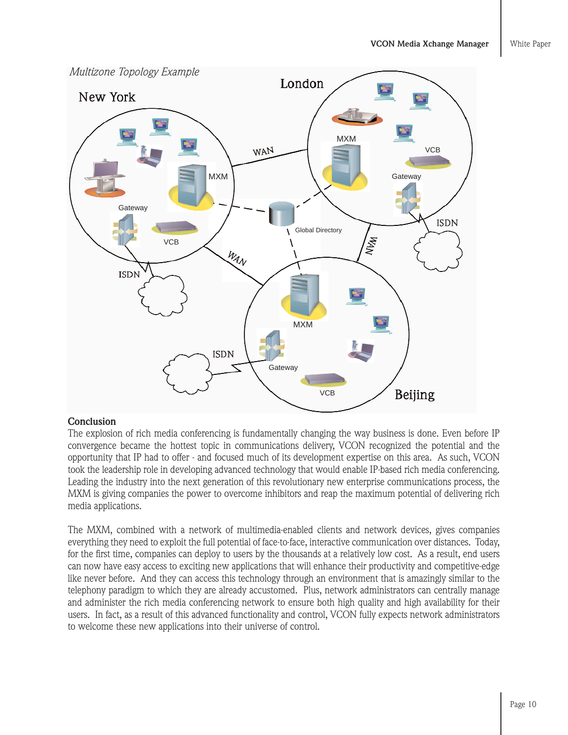*Multizone Topology Example*

## Conclusion

The explosion of rich media conferencing is fundamentally changing the way business is done. Even before IP convergence became the hottest topic in communications delivery, VCON recognized the potential and the opportunity that IP had to offer - and focused much of its development expertise on this area. As such, VCON took the leadership role in developing advanced technology that would enable IP-based rich media conferencing. Leading the industry into the next generation of this revolutionary new enterprise communications process, the MXM is giving companies the power to overcome inhibitors and reap the maximum potential of delivering rich media applications.

The MXM, combined with a network of multimedia-enabled clients and network devices, gives companies everything they need to exploit the full potential of face-to-face, interactive communication over distances. Today, for the first time, companies can deploy to users by the thousands at a relatively low cost. As a result, end users can now have easy access to exciting new applications that will enhance their productivity and competitive-edge like never before. And they can access this technology through an environment that is amazingly similar to the telephony paradigm to which they are already accustomed. Plus, network administrators can centrally manage and administer the rich media conferencing network to ensure both high quality and high availability for their users. In fact, as a result of this advanced functionality and control, VCON fully expects network administrators to welcome these new applications into their universe of control.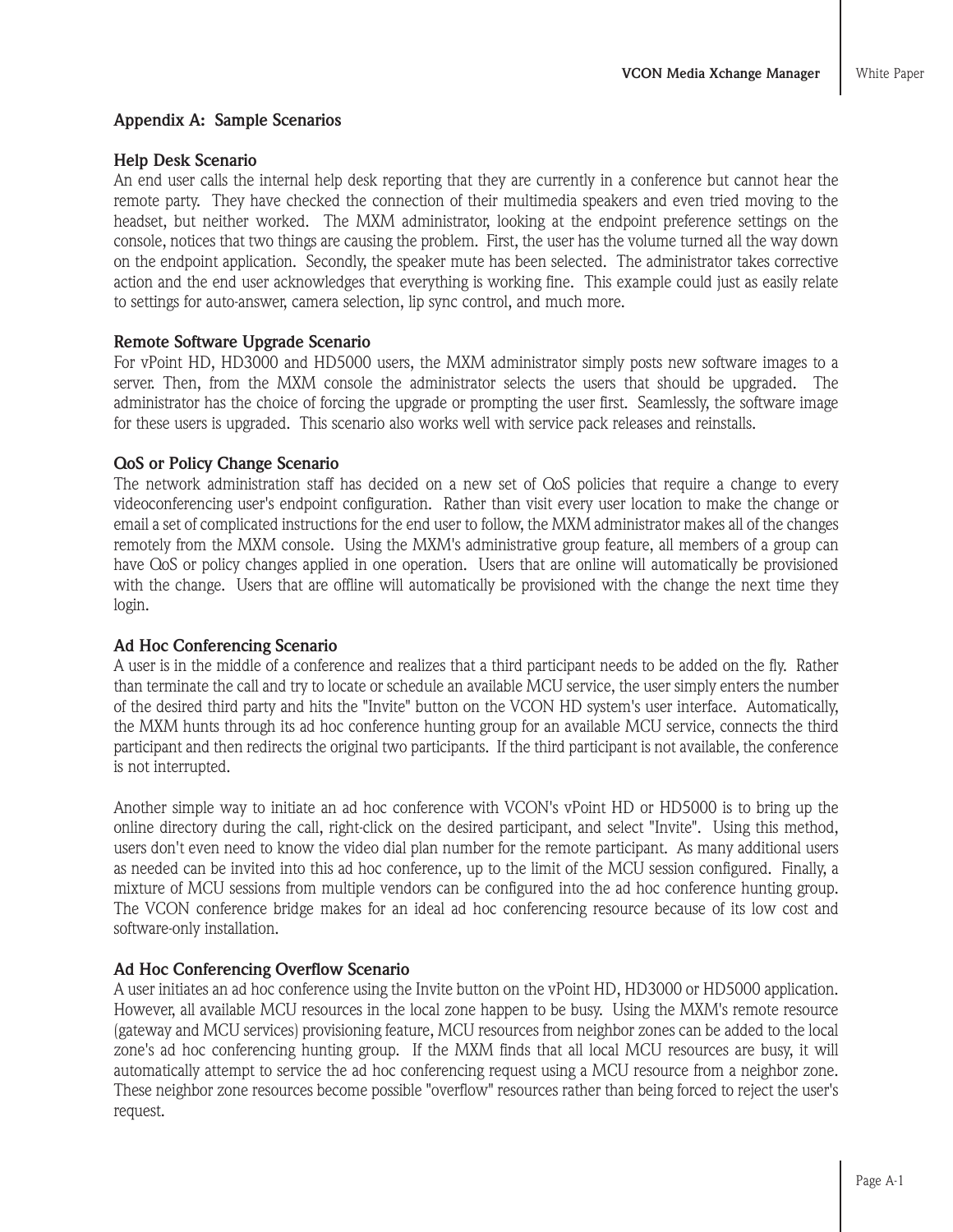## Appendix A: Sample Scenarios

### Help Desk Scenario

An end user calls the internal help desk reporting that they are currently in a conference but cannot hear the remote party. They have checked the connection of their multimedia speakers and even tried moving to the headset, but neither worked. The MXM administrator, looking at the endpoint preference settings on the console, notices that two things are causing the problem. First, the user has the volume turned all the way down on the endpoint application. Secondly, the speaker mute has been selected. The administrator takes corrective action and the end user acknowledges that everything is working fine. This example could just as easily relate to settings for auto-answer, camera selection, lip sync control, and much more.

### Remote Software Upgrade Scenario

For vPoint HD, HD3000 and HD5000 users, the MXM administrator simply posts new software images to a server. Then, from the MXM console the administrator selects the users that should be upgraded. The administrator has the choice of forcing the upgrade or prompting the user first. Seamlessly, the software image for these users is upgraded. This scenario also works well with service pack releases and reinstalls.

### QoS or Policy Change Scenario

The network administration staff has decided on a new set of QoS policies that require a change to every videoconferencing user's endpoint configuration. Rather than visit every user location to make the change or email a set of complicated instructions for the end user to follow, the MXM administrator makes all of the changes remotely from the MXM console. Using the MXM's administrative group feature, all members of a group can have QoS or policy changes applied in one operation. Users that are online will automatically be provisioned with the change. Users that are offline will automatically be provisioned with the change the next time they login.

### Ad Hoc Conferencing Scenario

A user is in the middle of a conference and realizes that a third participant needs to be added on the fly. Rather than terminate the call and try to locate or schedule an available MCU service, the user simply enters the number of the desired third party and hits the "Invite" button on the VCON HD system's user interface. Automatically, the MXM hunts through its ad hoc conference hunting group for an available MCU service, connects the third participant and then redirects the original two participants. If the third participant is not available, the conference is not interrupted.

Another simple way to initiate an ad hoc conference with VCON's vPoint HD or HD5000 is to bring up the online directory during the call, right-click on the desired participant, and select "Invite". Using this method, users don't even need to know the video dial plan number for the remote participant. As many additional users as needed can be invited into this ad hoc conference, up to the limit of the MCU session configured. Finally, a mixture of MCU sessions from multiple vendors can be configured into the ad hoc conference hunting group. The VCON conference bridge makes for an ideal ad hoc conferencing resource because of its low cost and software-only installation.

### Ad Hoc Conferencing Overflow Scenario

A user initiates an ad hoc conference using the Invite button on the vPoint HD, HD3000 or HD5000 application. However, all available MCU resources in the local zone happen to be busy. Using the MXM's remote resource (gateway and MCU services) provisioning feature, MCU resources from neighbor zones can be added to the local zone's ad hoc conferencing hunting group. If the MXM finds that all local MCU resources are busy, it will automatically attempt to service the ad hoc conferencing request using a MCU resource from a neighbor zone. These neighbor zone resources become possible "overflow" resources rather than being forced to reject the user's request.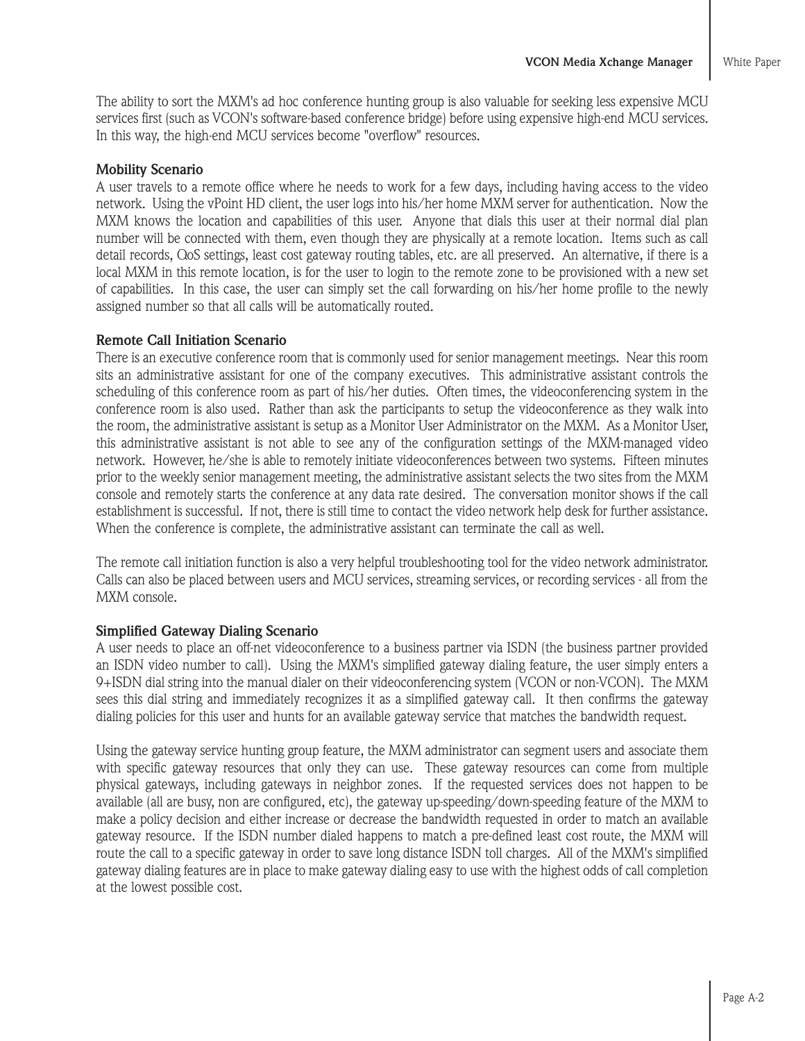The ability to sort the MXM's ad hoc conference hunting group is also valuable for seeking less expensive MCU services first (such as VCON's software-based conference bridge) before using expensive high-end MCU services. In this way, the high-end MCU services become "overflow" resources.

**Mobility Scenario**

A user travels to a remote office where he needs to work for a few days, including having access to the video network. Using the vPoint HD client, the user logs into his/her home MXM server for authentication. Now the MXM knows the location and capabilities of this user. Anyone that dials this user at their normal dial plan number will be connected with them, even though they are physically at a remote location. Items such as call detail records, QoS settings, least cost gateway routing tables, etc. are all preserved. An alternative, if there is a local MXM in this remote location, is for the user to login to the remote zone to be provisioned with a new set of capabilities. In this case, the user can simply set the call forwarding on his/her home profile to the newly assigned number so that all calls will be automatically routed.

**Remote Call Initiation Scenario**

There is an executive conference room that is commonly used for senior management meetings. Near this room sits an administrative assistant for one of the company executives. This administrative assistant controls the scheduling of this conference room as part of his/her duties. Often times, the videoconferencing system in the conference room is also used. Rather than ask the participants to setup the videoconference as they walk into the room, the administrative assistant is setup as a Monitor User Administrator on the MXM. As a Monitor User, this administrative assistant is not able to see any of the configuration settings of the MXM-managed video network. However, he/she is able to remotely initiate videoconferences between two systems. Fifteen minutes prior to the weekly senior management meeting, the administrative assistant selects the two sites from the MXM console and remotely starts the conference at any data rate desired. The conversation monitor shows if the call establishment is successful. If not, there is still time to contact the video network help desk for further assistance. When the conference is complete, the administrative assistant can terminate the call as well.

The remote call initiation function is also a very helpful troubleshooting tool for the video network administrator. Calls can also be placed between users and MCU services, streaming services, or recording services - all from the MXM console.

**Simplified Gateway Dialing Scenario**

A user needs to place an off-net videoconference to a business partner via ISDN (the business partner provided an ISDN video number to call). Using the MXM's simplified gateway dialing feature, the user simply enters a 9+ISDN dial string into the manual dialer on their videoconferencing system (VCON or non-VCON). The MXM sees this dial string and immediately recognizes it as a simplified gateway call. It then confirms the gateway dialing policies for this user and hunts for an available gateway service that matches the bandwidth request.

Using the gateway service hunting group feature, the MXM administrator can segment users and associate them with specific gateway resources that only they can use. These gateway resources can come from multiple physical gateways, including gateways in neighbor zones. If the requested services does not happen to be available (all are busy, non are configured, etc), the gateway up-speeding/down-speeding feature of the MXM to make a policy decision and either increase or decrease the bandwidth requested in order to match an available gateway resource. If the ISDN number dialed happens to match a pre-defined least cost route, the MXM will route the call to a specific gateway in order to save long distance ISDN toll charges. All of the MXM's simplified gateway dialing features are in place to make gateway dialing easy to use with the highest odds of call completion at the lowest possible cost.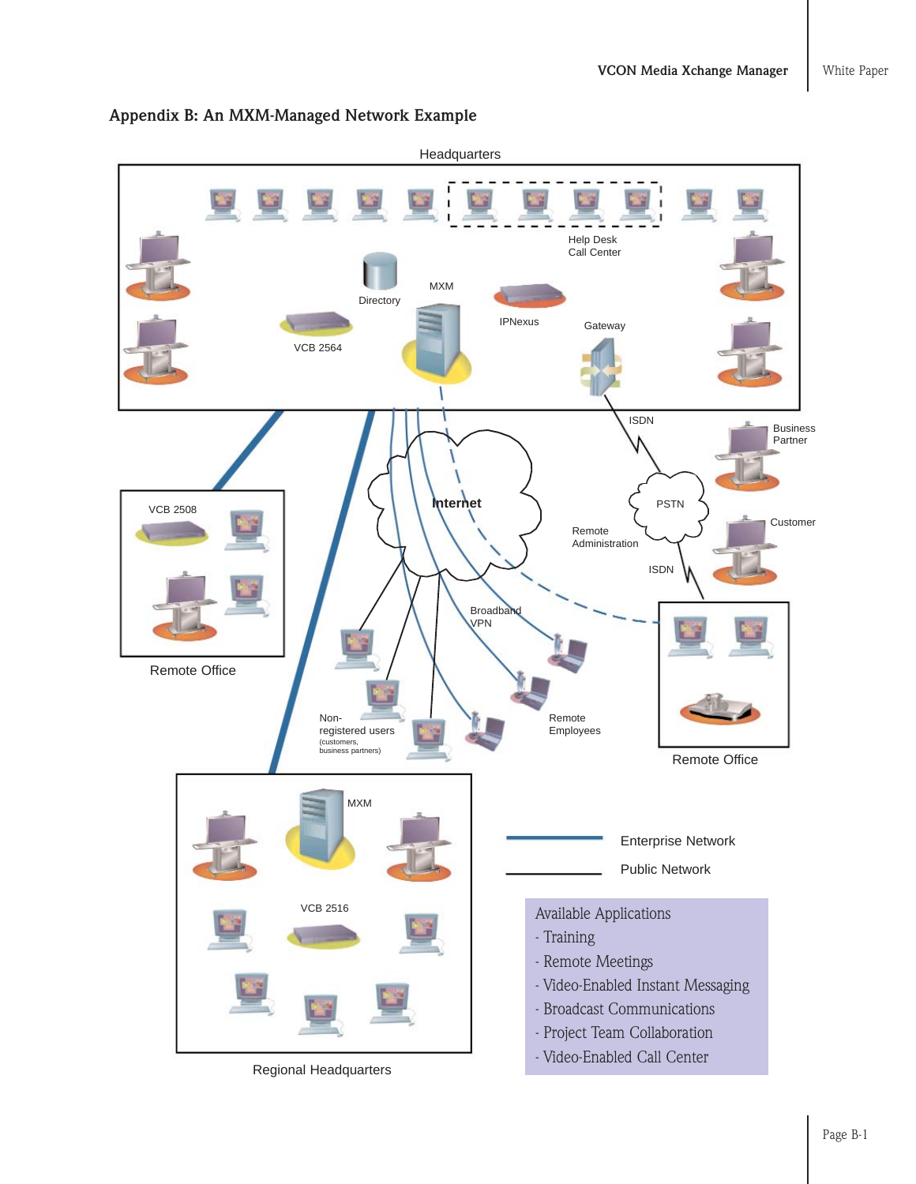## Appendix B: An MXM-Managed Network Example

Headquarters

Help Desk Call Center

Directory

MXM

IPNexus

Gateway

VCB 2564

ISDN

Business Partner

VCB 2508

Internet

PSTN

Customer

Remote Administration

ISDN

Broadband VPN

Remote Office

Non-registered users (customers, business partners)

Remote Employees

Remote Office

MXM

VCB 2516

Regional Headquarters

Enterprise Network

Public Network

Available Applications
- Training
- Remote Meetings
- Video-Enabled Instant Messaging
- Broadcast Communications
- Project Team Collaboration
- Video-Enabled Call Center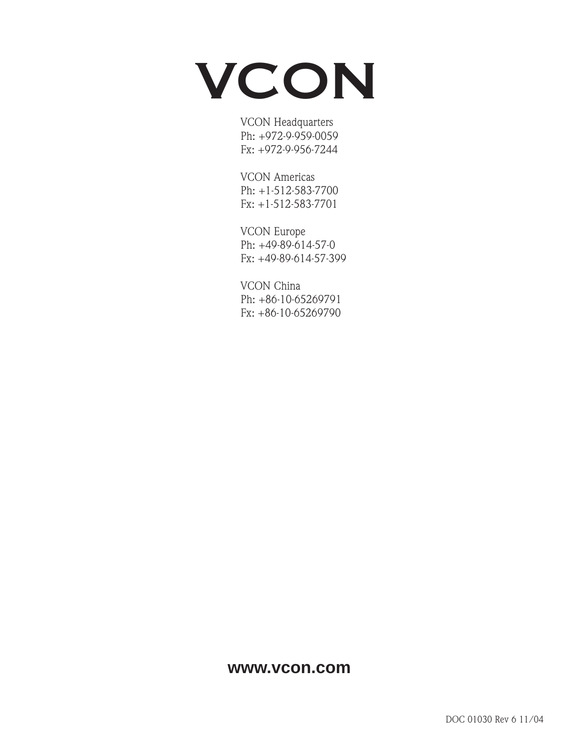# VCON

VCON Headquarters
Ph: +972-9-959-0059
Fx: +972-9-956-7244

VCON Americas
Ph: +1-512-583-7700
Fx: +1-512-583-7701

VCON Europe
Ph: +49-89-614-57-0
Fx: +49-89-614-57-399

VCON China
Ph: +86-10-65269791
Fx: +86-10-65269790

**www.vcon.com**

DOC 01030 Rev 6 11/04